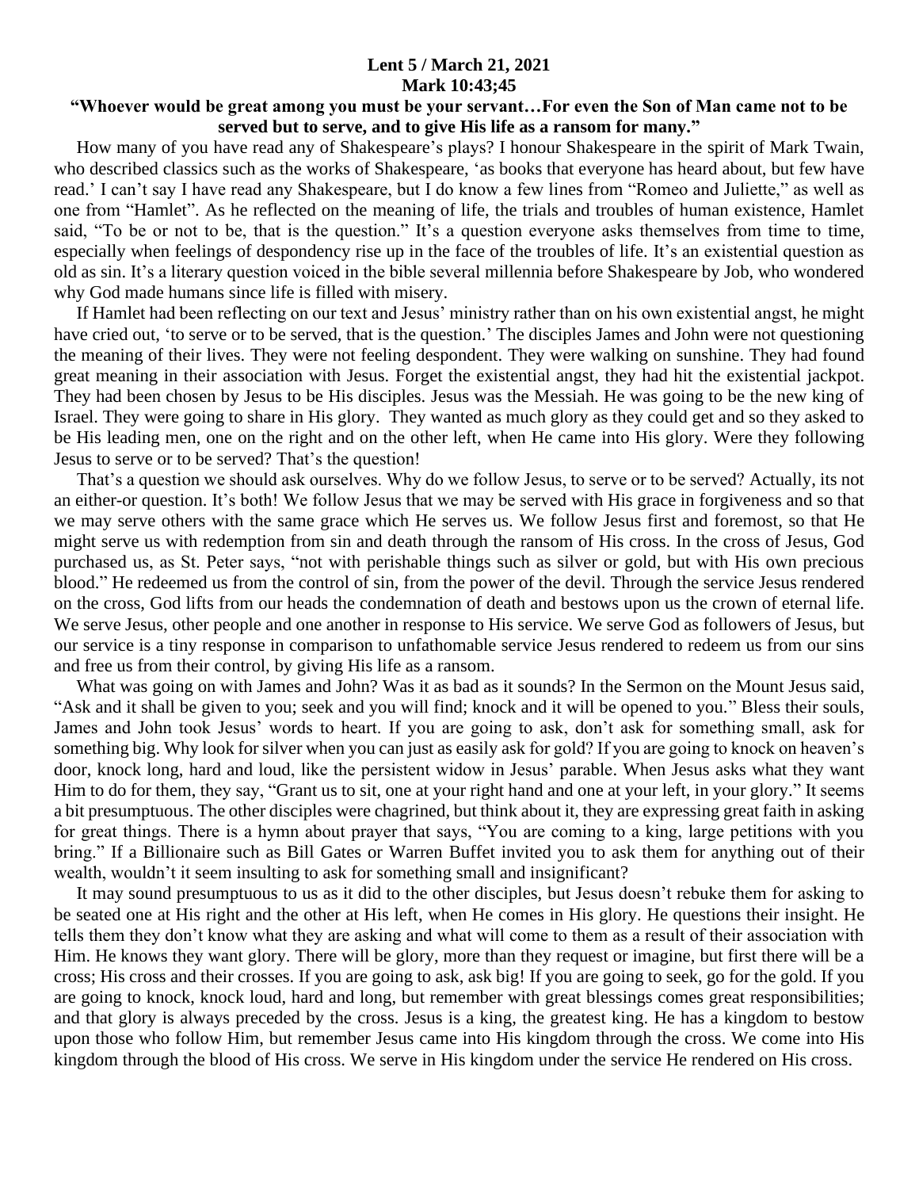**Lent 5 / March 21, 2021**
**Mark 10:43;45**

**"Whoever would be great among you must be your servant…For even the Son of Man came not to be served but to serve, and to give His life as a ransom for many."**

How many of you have read any of Shakespeare's plays? I honour Shakespeare in the spirit of Mark Twain, who described classics such as the works of Shakespeare, 'as books that everyone has heard about, but few have read.' I can't say I have read any Shakespeare, but I do know a few lines from "Romeo and Juliette," as well as one from "Hamlet". As he reflected on the meaning of life, the trials and troubles of human existence, Hamlet said, "To be or not to be, that is the question." It's a question everyone asks themselves from time to time, especially when feelings of despondency rise up in the face of the troubles of life. It's an existential question as old as sin. It's a literary question voiced in the bible several millennia before Shakespeare by Job, who wondered why God made humans since life is filled with misery.

If Hamlet had been reflecting on our text and Jesus' ministry rather than on his own existential angst, he might have cried out, 'to serve or to be served, that is the question.' The disciples James and John were not questioning the meaning of their lives. They were not feeling despondent. They were walking on sunshine. They had found great meaning in their association with Jesus. Forget the existential angst, they had hit the existential jackpot. They had been chosen by Jesus to be His disciples. Jesus was the Messiah. He was going to be the new king of Israel. They were going to share in His glory. They wanted as much glory as they could get and so they asked to be His leading men, one on the right and on the other left, when He came into His glory. Were they following Jesus to serve or to be served? That's the question!

That's a question we should ask ourselves. Why do we follow Jesus, to serve or to be served? Actually, its not an either-or question. It's both! We follow Jesus that we may be served with His grace in forgiveness and so that we may serve others with the same grace which He serves us. We follow Jesus first and foremost, so that He might serve us with redemption from sin and death through the ransom of His cross. In the cross of Jesus, God purchased us, as St. Peter says, "not with perishable things such as silver or gold, but with His own precious blood." He redeemed us from the control of sin, from the power of the devil. Through the service Jesus rendered on the cross, God lifts from our heads the condemnation of death and bestows upon us the crown of eternal life. We serve Jesus, other people and one another in response to His service. We serve God as followers of Jesus, but our service is a tiny response in comparison to unfathomable service Jesus rendered to redeem us from our sins and free us from their control, by giving His life as a ransom.

What was going on with James and John? Was it as bad as it sounds? In the Sermon on the Mount Jesus said, "Ask and it shall be given to you; seek and you will find; knock and it will be opened to you." Bless their souls, James and John took Jesus' words to heart. If you are going to ask, don't ask for something small, ask for something big. Why look for silver when you can just as easily ask for gold? If you are going to knock on heaven's door, knock long, hard and loud, like the persistent widow in Jesus' parable. When Jesus asks what they want Him to do for them, they say, "Grant us to sit, one at your right hand and one at your left, in your glory." It seems a bit presumptuous. The other disciples were chagrined, but think about it, they are expressing great faith in asking for great things. There is a hymn about prayer that says, "You are coming to a king, large petitions with you bring." If a Billionaire such as Bill Gates or Warren Buffet invited you to ask them for anything out of their wealth, wouldn't it seem insulting to us to ask for something small and insignificant?

It may sound presumptuous to us as it did to the other disciples, but Jesus doesn't rebuke them for asking to be seated one at His right and the other at His left, when He comes in His glory. He questions their insight. He tells them they don't know what they are asking and what will come to them as a result of their association with Him. He knows they want glory. There will be glory, more than they request or imagine, but first there will be a cross; His cross and their crosses. If you are going to ask, ask big! If you are going to seek, go for the gold. If you are going to knock, knock loud, hard and long, but remember with great blessings comes great responsibilities; and that glory is always preceded by the cross. Jesus is a king, the greatest king. He has a kingdom to bestow upon those who follow Him, but remember Jesus came into His kingdom through the cross. We come into His kingdom through the blood of His cross. We serve in His kingdom under the service He rendered on His cross.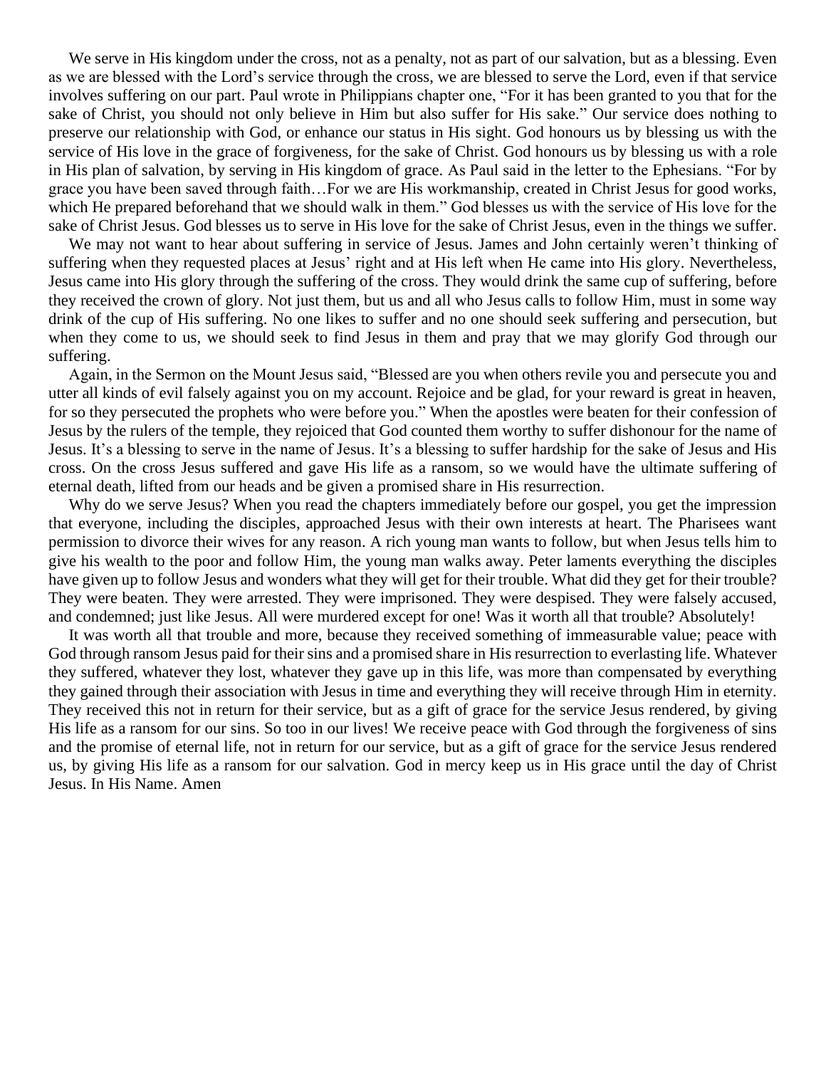We serve in His kingdom under the cross, not as a penalty, not as part of our salvation, but as a blessing. Even as we are blessed with the Lord's service through the cross, we are blessed to serve the Lord, even if that service involves suffering on our part. Paul wrote in Philippians chapter one, "For it has been granted to you that for the sake of Christ, you should not only believe in Him but also suffer for His sake." Our service does nothing to preserve our relationship with God, or enhance our status in His sight. God honours us by blessing us with the service of His love in the grace of forgiveness, for the sake of Christ. God honours us by blessing us with a role in His plan of salvation, by serving in His kingdom of grace. As Paul said in the letter to the Ephesians. "For by grace you have been saved through faith…For we are His workmanship, created in Christ Jesus for good works, which He prepared beforehand that we should walk in them." God blesses us with the service of His love for the sake of Christ Jesus. God blesses us to serve in His love for the sake of Christ Jesus, even in the things we suffer.

We may not want to hear about suffering in service of Jesus. James and John certainly weren't thinking of suffering when they requested places at Jesus' right and at His left when He came into His glory. Nevertheless, Jesus came into His glory through the suffering of the cross. They would drink the same cup of suffering, before they received the crown of glory. Not just them, but us and all who Jesus calls to follow Him, must in some way drink of the cup of His suffering. No one likes to suffer and no one should seek suffering and persecution, but when they come to us, we should seek to find Jesus in them and pray that we may glorify God through our suffering.

Again, in the Sermon on the Mount Jesus said, "Blessed are you when others revile you and persecute you and utter all kinds of evil falsely against you on my account. Rejoice and be glad, for your reward is great in heaven, for so they persecuted the prophets who were before you." When the apostles were beaten for their confession of Jesus by the rulers of the temple, they rejoiced that God counted them worthy to suffer dishonour for the name of Jesus. It's a blessing to serve in the name of Jesus. It's a blessing to suffer hardship for the sake of Jesus and His cross. On the cross Jesus suffered and gave His life as a ransom, so we would have the ultimate suffering of eternal death, lifted from our heads and be given a promised share in His resurrection.

Why do we serve Jesus? When you read the chapters immediately before our gospel, you get the impression that everyone, including the disciples, approached Jesus with their own interests at heart. The Pharisees want permission to divorce their wives for any reason. A rich young man wants to follow, but when Jesus tells him to give his wealth to the poor and follow Him, the young man walks away. Peter laments everything the disciples have given up to follow Jesus and wonders what they will get for their trouble. What did they get for their trouble? They were beaten. They were arrested. They were imprisoned. They were despised. They were falsely accused, and condemned; just like Jesus. All were murdered except for one! Was it worth all that trouble? Absolutely!

It was worth all that trouble and more, because they received something of immeasurable value; peace with God through ransom Jesus paid for their sins and a promised share in His resurrection to everlasting life. Whatever they suffered, whatever they lost, whatever they gave up in this life, was more than compensated by everything they gained through their association with Jesus in time and everything they will receive through Him in eternity. They received this not in return for their service, but as a gift of grace for the service Jesus rendered, by giving His life as a ransom for our sins. So too in our lives! We receive peace with God through the forgiveness of sins and the promise of eternal life, not in return for our service, but as a gift of grace for the service Jesus rendered us, by giving His life as a ransom for our salvation. God in mercy keep us in His grace until the day of Christ Jesus. In His Name. Amen